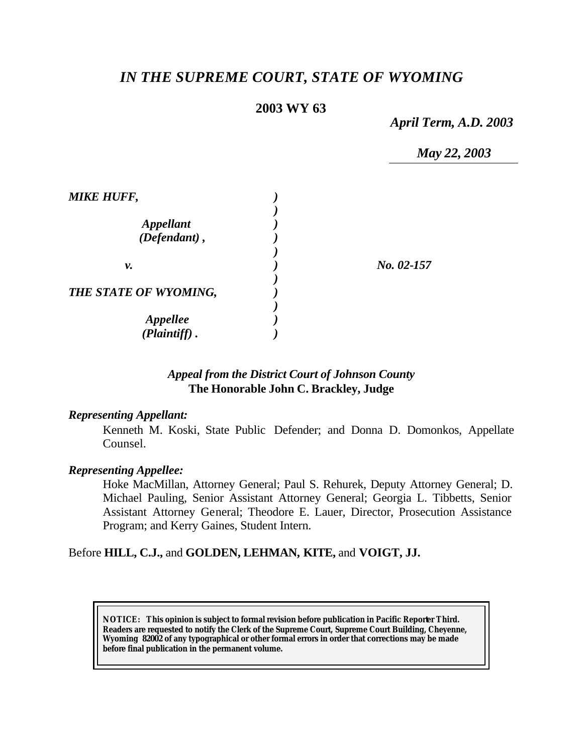# *IN THE SUPREME COURT, STATE OF WYOMING*

**2003 WY 63**

*April Term, A.D. 2003*

*May 22, 2003*

| | | |
|---|---|---|
| ***MIKE HUFF,*** | ***)*** | |
| | ***)*** | |
| ***Appellant*** | ***)*** | |
| ***(Defendant) ,*** | ***)*** | |
| | ***)*** | |
| ***v.*** | ***)*** | ***No. 02-157*** |
| | ***)*** | |
| ***THE STATE OF WYOMING,*** | ***)*** | |
| | ***)*** | |
| ***Appellee*** | ***)*** | |
| ***(Plaintiff) .*** | ***)*** | |

***Appeal from the District Court of Johnson County***
**The Honorable John C. Brackley, Judge**

***Representing Appellant:***

Kenneth M. Koski, State Public Defender; and Donna D. Domonkos, Appellate Counsel.

***Representing Appellee:***

Hoke MacMillan, Attorney General; Paul S. Rehurek, Deputy Attorney General; D. Michael Pauling, Senior Assistant Attorney General; Georgia L. Tibbetts, Senior Assistant Attorney General; Theodore E. Lauer, Director, Prosecution Assistance Program; and Kerry Gaines, Student Intern.

Before **HILL, C.J.,** and **GOLDEN, LEHMAN, KITE,** and **VOIGT, JJ.**

**NOTICE: This opinion is subject to formal revision before publication in Pacific Reporter Third. Readers are requested to notify the Clerk of the Supreme Court, Supreme Court Building, Cheyenne, Wyoming 82002 of any typographical or other formal errors in order that corrections may be made before final publication in the permanent volume.**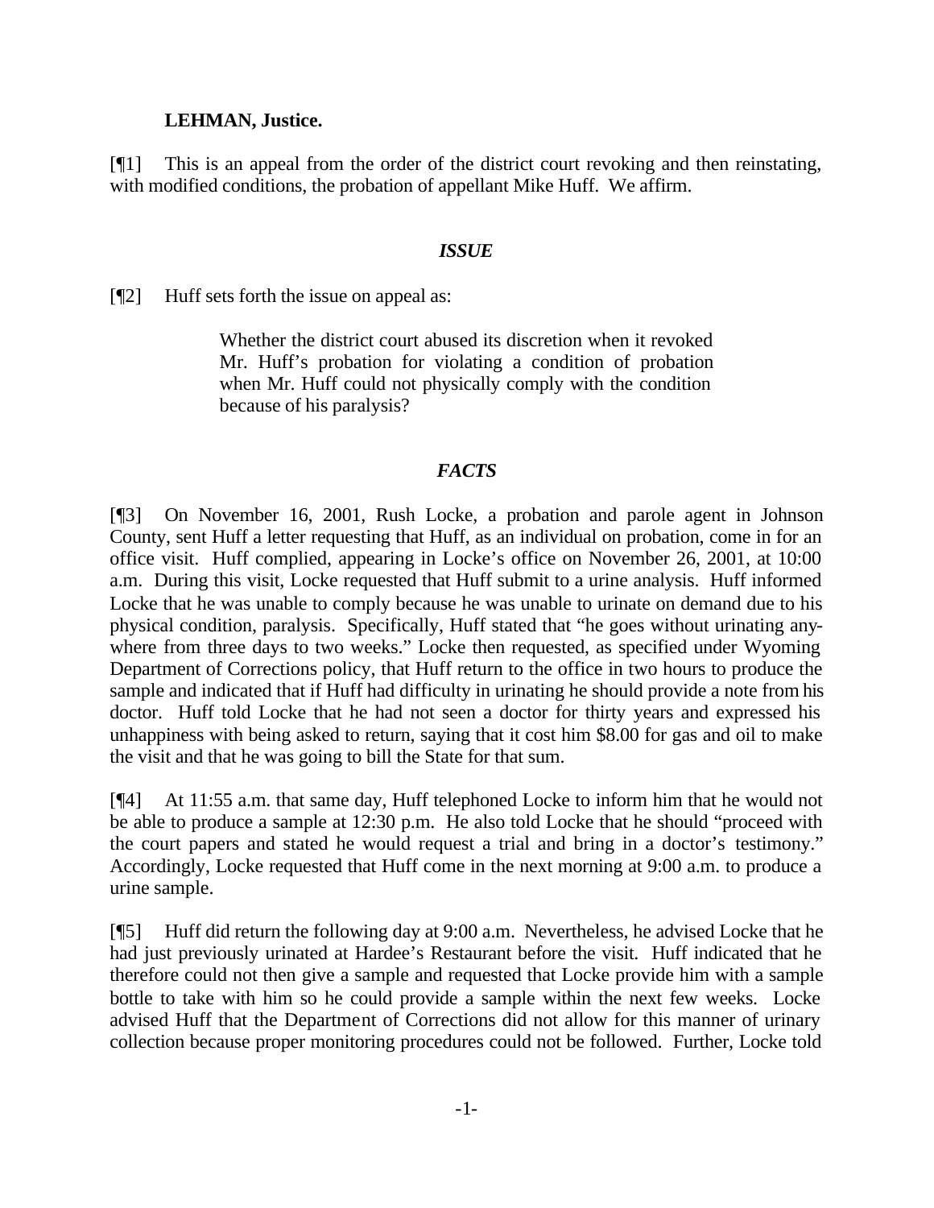**LEHMAN, Justice.**

[¶1] This is an appeal from the order of the district court revoking and then reinstating, with modified conditions, the probation of appellant Mike Huff. We affirm.

### *ISSUE*

[¶2] Huff sets forth the issue on appeal as:

> Whether the district court abused its discretion when it revoked Mr. Huff's probation for violating a condition of probation when Mr. Huff could not physically comply with the condition because of his paralysis?

### *FACTS*

[¶3] On November 16, 2001, Rush Locke, a probation and parole agent in Johnson County, sent Huff a letter requesting that Huff, as an individual on probation, come in for an office visit. Huff complied, appearing in Locke's office on November 26, 2001, at 10:00 a.m. During this visit, Locke requested that Huff submit to a urine analysis. Huff informed Locke that he was unable to comply because he was unable to urinate on demand due to his physical condition, paralysis. Specifically, Huff stated that "he goes without urinating anywhere from three days to two weeks." Locke then requested, as specified under Wyoming Department of Corrections policy, that Huff return to the office in two hours to produce the sample and indicated that if Huff had difficulty in urinating he should provide a note from his doctor. Huff told Locke that he had not seen a doctor for thirty years and expressed his unhappiness with being asked to return, saying that it cost him $8.00 for gas and oil to make the visit and that he was going to bill the State for that sum.

[¶4] At 11:55 a.m. that same day, Huff telephoned Locke to inform him that he would not be able to produce a sample at 12:30 p.m. He also told Locke that he should "proceed with the court papers and stated he would request a trial and bring in a doctor's testimony." Accordingly, Locke requested that Huff come in the next morning at 9:00 a.m. to produce a urine sample.

[¶5] Huff did return the following day at 9:00 a.m. Nevertheless, he advised Locke that he had just previously urinated at Hardee's Restaurant before the visit. Huff indicated that he therefore could not then give a sample and requested that Locke provide him with a sample bottle to take with him so he could provide a sample within the next few weeks. Locke advised Huff that the Department of Corrections did not allow for this manner of urinary collection because proper monitoring procedures could not be followed. Further, Locke told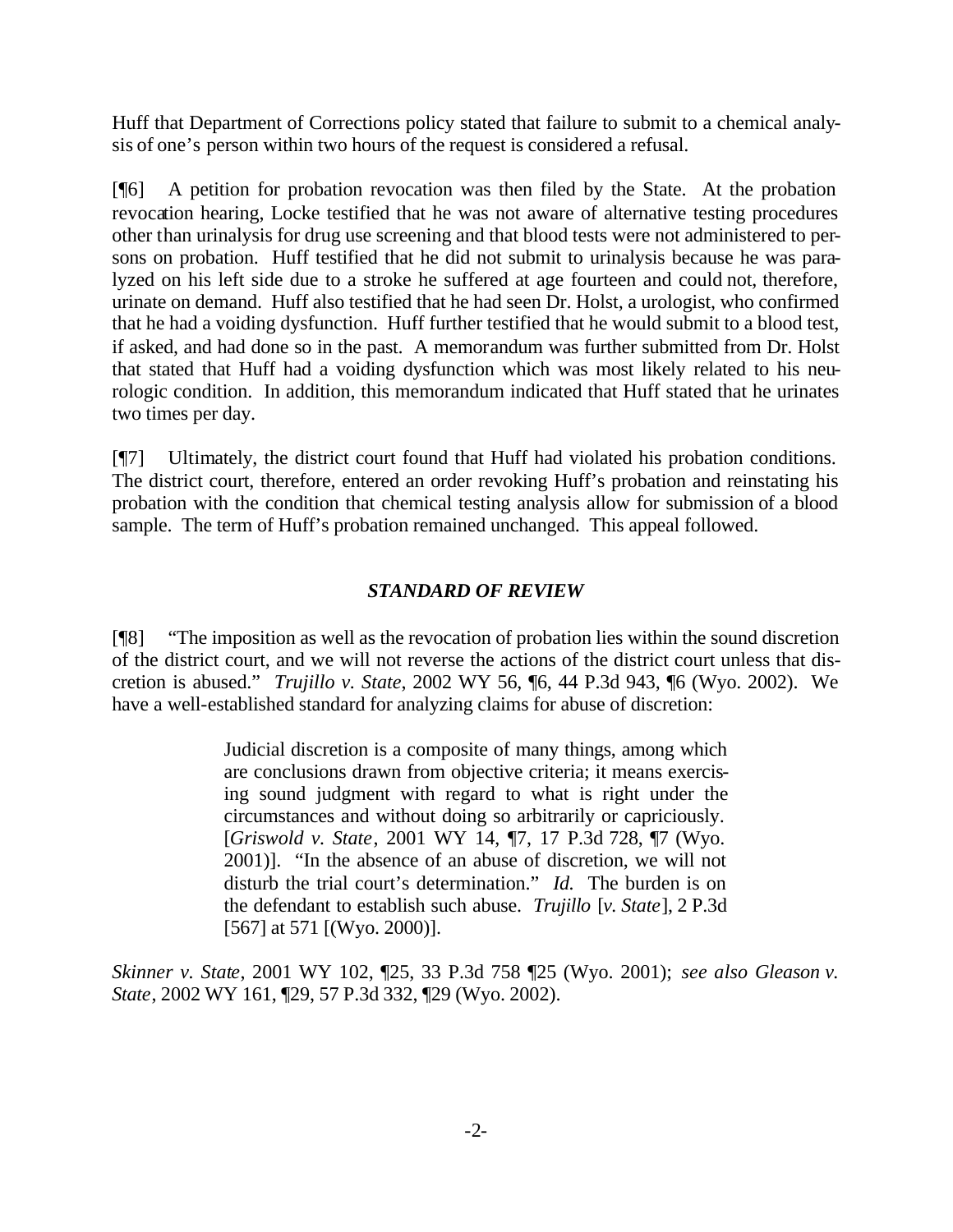Huff that Department of Corrections policy stated that failure to submit to a chemical analysis of one's person within two hours of the request is considered a refusal.

[¶6] A petition for probation revocation was then filed by the State. At the probation revocation hearing, Locke testified that he was not aware of alternative testing procedures other than urinalysis for drug use screening and that blood tests were not administered to persons on probation. Huff testified that he did not submit to urinalysis because he was paralyzed on his left side due to a stroke he suffered at age fourteen and could not, therefore, urinate on demand. Huff also testified that he had seen Dr. Holst, a urologist, who confirmed that he had a voiding dysfunction. Huff further testified that he would submit to a blood test, if asked, and had done so in the past. A memorandum was further submitted from Dr. Holst that stated that Huff had a voiding dysfunction which was most likely related to his neurologic condition. In addition, this memorandum indicated that Huff stated that he urinates two times per day.

[¶7] Ultimately, the district court found that Huff had violated his probation conditions. The district court, therefore, entered an order revoking Huff's probation and reinstating his probation with the condition that chemical testing analysis allow for submission of a blood sample. The term of Huff's probation remained unchanged. This appeal followed.

### *STANDARD OF REVIEW*

[¶8] "The imposition as well as the revocation of probation lies within the sound discretion of the district court, and we will not reverse the actions of the district court unless that discretion is abused." *Trujillo v. State*, 2002 WY 56, ¶6, 44 P.3d 943, ¶6 (Wyo. 2002). We have a well-established standard for analyzing claims for abuse of discretion:

> Judicial discretion is a composite of many things, among which are conclusions drawn from objective criteria; it means exercising sound judgment with regard to what is right under the circumstances and without doing so arbitrarily or capriciously. [*Griswold v. State*, 2001 WY 14, ¶7, 17 P.3d 728, ¶7 (Wyo. 2001)]. "In the absence of an abuse of discretion, we will not disturb the trial court's determination." *Id.* The burden is on the defendant to establish such abuse. *Trujillo* [*v. State*], 2 P.3d [567] at 571 [(Wyo. 2000)].

*Skinner v. State*, 2001 WY 102, ¶25, 33 P.3d 758 ¶25 (Wyo. 2001); *see also Gleason v. State*, 2002 WY 161, ¶29, 57 P.3d 332, ¶29 (Wyo. 2002).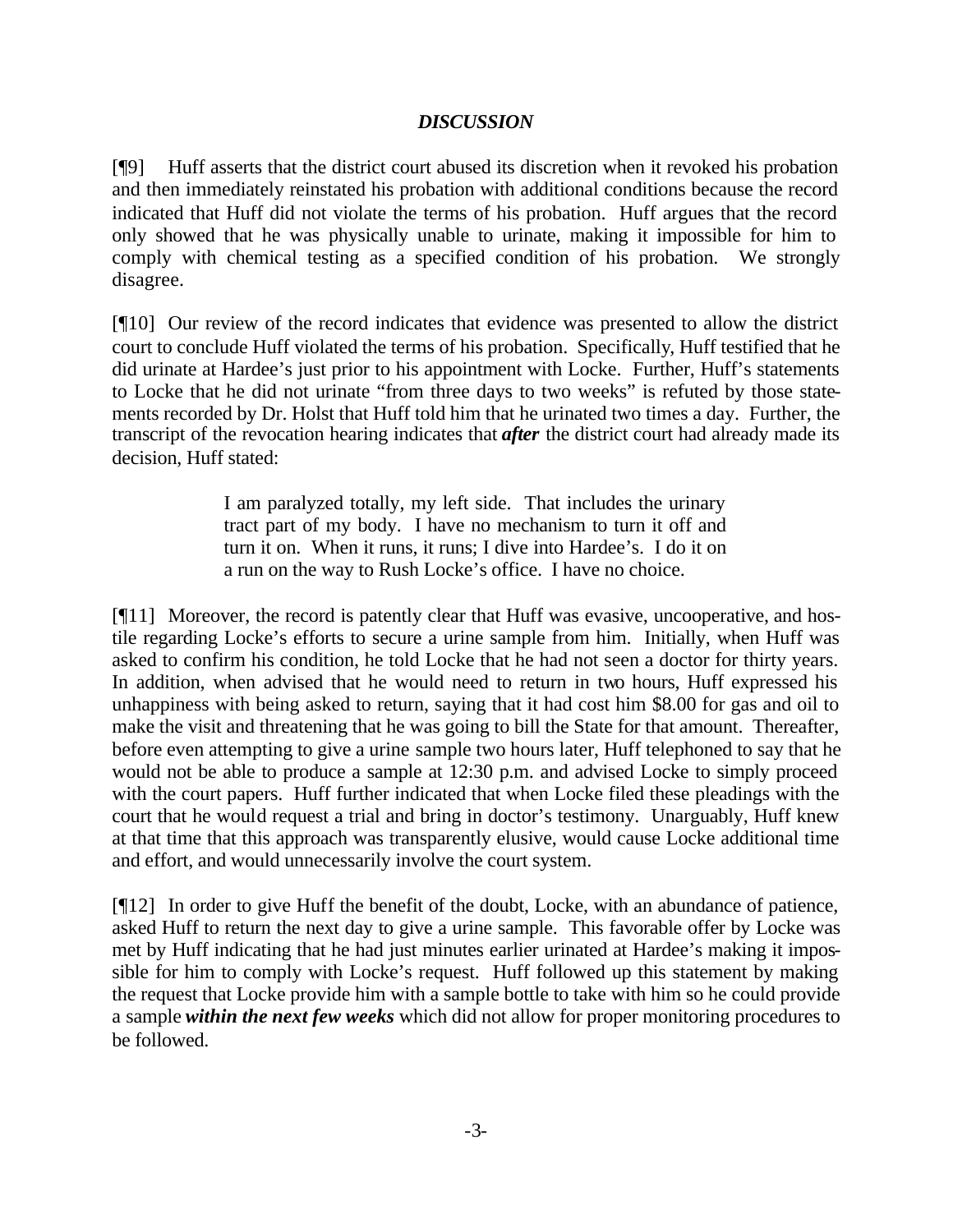## *DISCUSSION*

[¶9] Huff asserts that the district court abused its discretion when it revoked his probation and then immediately reinstated his probation with additional conditions because the record indicated that Huff did not violate the terms of his probation. Huff argues that the record only showed that he was physically unable to urinate, making it impossible for him to comply with chemical testing as a specified condition of his probation. We strongly disagree.

[¶10] Our review of the record indicates that evidence was presented to allow the district court to conclude Huff violated the terms of his probation. Specifically, Huff testified that he did urinate at Hardee's just prior to his appointment with Locke. Further, Huff's statements to Locke that he did not urinate "from three days to two weeks" is refuted by those statements recorded by Dr. Holst that Huff told him that he urinated two times a day. Further, the transcript of the revocation hearing indicates that ***after*** the district court had already made its decision, Huff stated:

> I am paralyzed totally, my left side. That includes the urinary tract part of my body. I have no mechanism to turn it off and turn it on. When it runs, it runs; I dive into Hardee's. I do it on a run on the way to Rush Locke's office. I have no choice.

[¶11] Moreover, the record is patently clear that Huff was evasive, uncooperative, and hostile regarding Locke's efforts to secure a urine sample from him. Initially, when Huff was asked to confirm his condition, he told Locke that he had not seen a doctor for thirty years. In addition, when advised that he would need to return in two hours, Huff expressed his unhappiness with being asked to return, saying that it had cost him $8.00 for gas and oil to make the visit and threatening that he was going to bill the State for that amount. Thereafter, before even attempting to give a urine sample two hours later, Huff telephoned to say that he would not be able to produce a sample at 12:30 p.m. and advised Locke to simply proceed with the court papers. Huff further indicated that when Locke filed these pleadings with the court that he would request a trial and bring in doctor's testimony. Unarguably, Huff knew at that time that this approach was transparently elusive, would cause Locke additional time and effort, and would unnecessarily involve the court system.

[¶12] In order to give Huff the benefit of the doubt, Locke, with an abundance of patience, asked Huff to return the next day to give a urine sample. This favorable offer by Locke was met by Huff indicating that he had just minutes earlier urinated at Hardee's making it impossible for him to comply with Locke's request. Huff followed up this statement by making the request that Locke provide him with a sample bottle to take with him so he could provide a sample ***within the next few weeks*** which did not allow for proper monitoring procedures to be followed.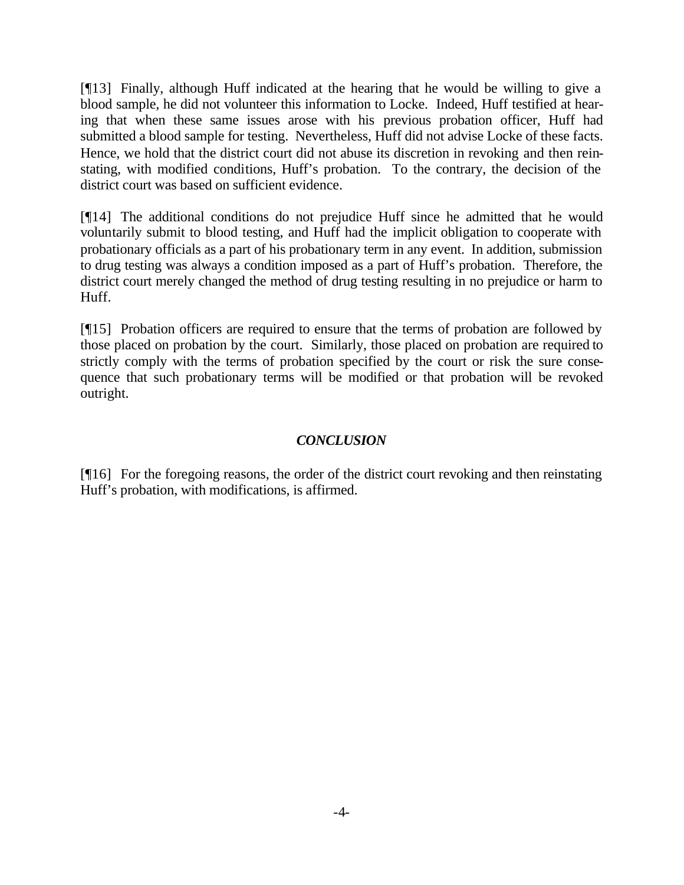[¶13] Finally, although Huff indicated at the hearing that he would be willing to give a blood sample, he did not volunteer this information to Locke. Indeed, Huff testified at hearing that when these same issues arose with his previous probation officer, Huff had submitted a blood sample for testing. Nevertheless, Huff did not advise Locke of these facts. Hence, we hold that the district court did not abuse its discretion in revoking and then reinstating, with modified conditions, Huff's probation. To the contrary, the decision of the district court was based on sufficient evidence.

[¶14] The additional conditions do not prejudice Huff since he admitted that he would voluntarily submit to blood testing, and Huff had the implicit obligation to cooperate with probationary officials as a part of his probationary term in any event. In addition, submission to drug testing was always a condition imposed as a part of Huff's probation. Therefore, the district court merely changed the method of drug testing resulting in no prejudice or harm to Huff.

[¶15] Probation officers are required to ensure that the terms of probation are followed by those placed on probation by the court. Similarly, those placed on probation are required to strictly comply with the terms of probation specified by the court or risk the sure consequence that such probationary terms will be modified or that probation will be revoked outright.

## *CONCLUSION*

[¶16] For the foregoing reasons, the order of the district court revoking and then reinstating Huff's probation, with modifications, is affirmed.